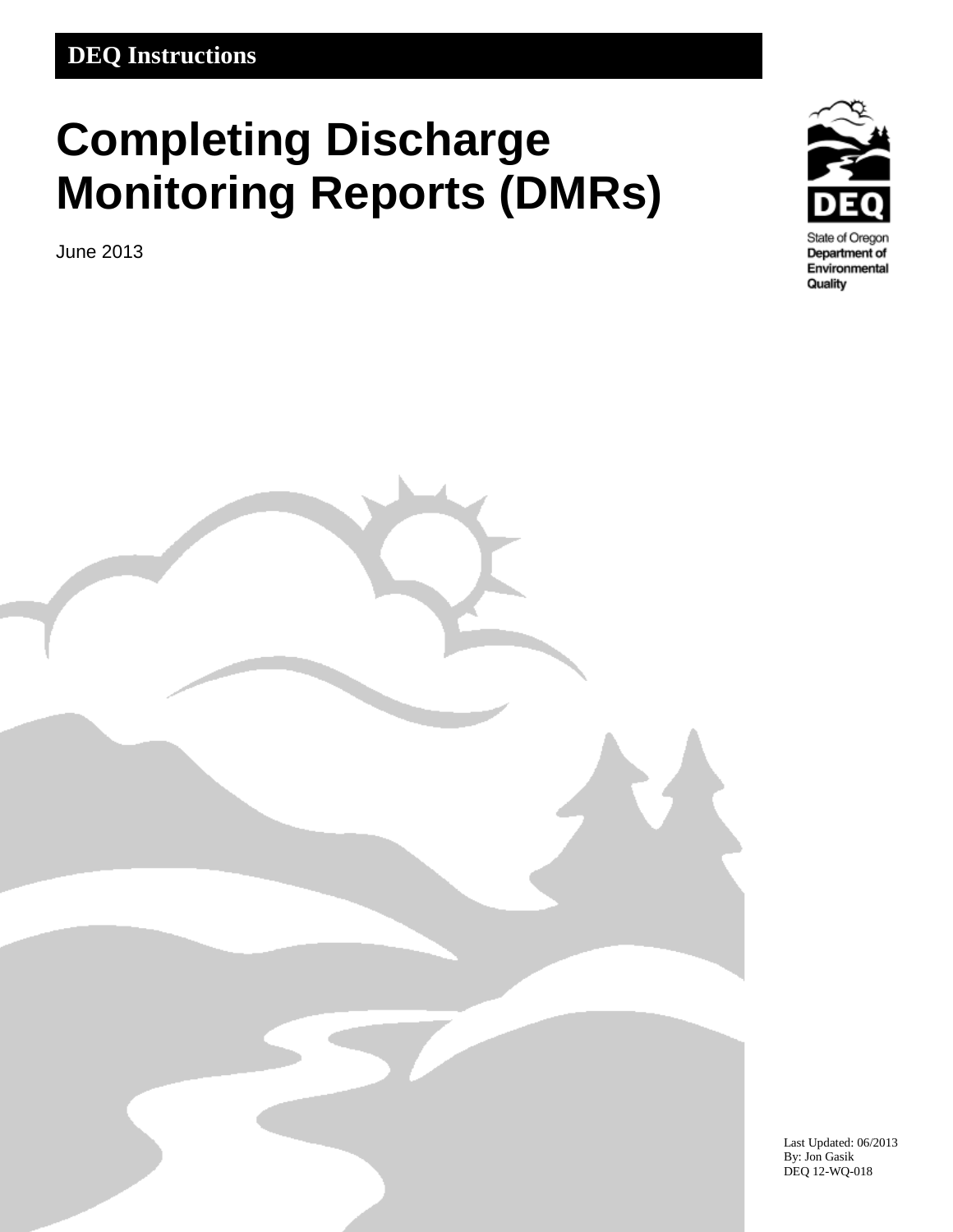**DEQ Instructions**

# Completing Discharge Monitoring Reports (DMRs)

June 2013

State of Oregon
Department of Environmental Quality

Last Updated: 06/2013
By: Jon Gasik
DEQ 12-WQ-018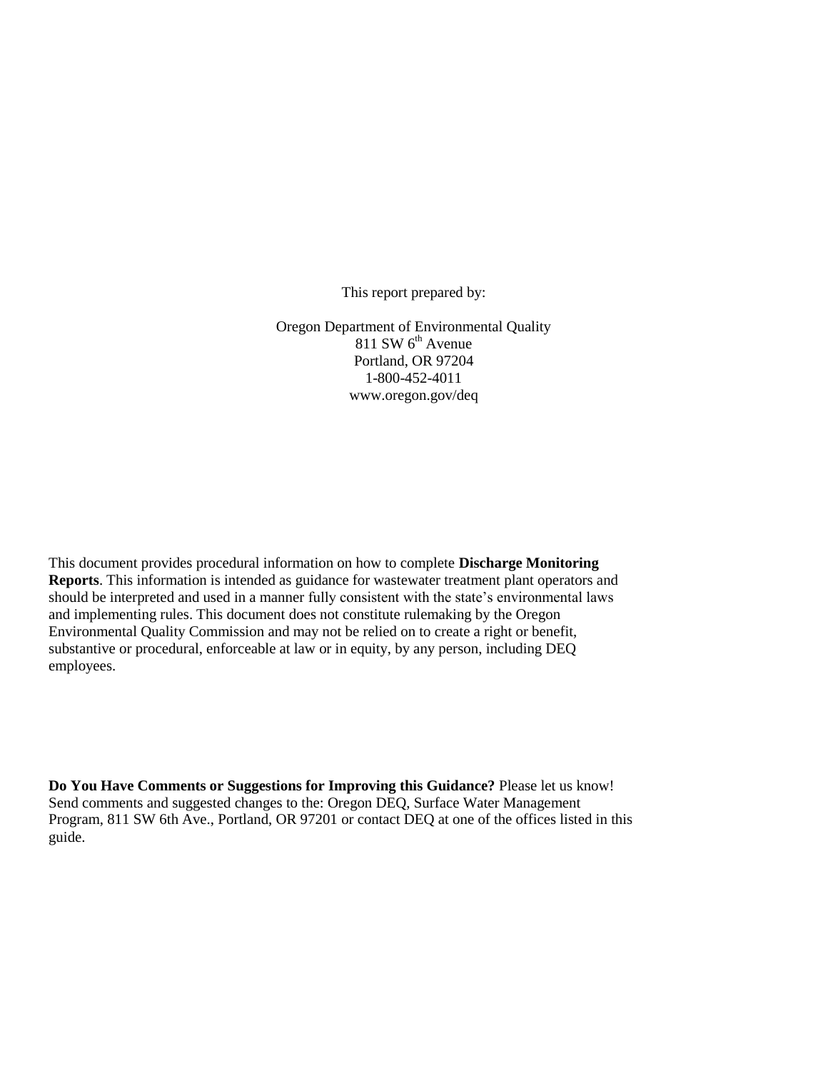This report prepared by:

Oregon Department of Environmental Quality  
811 SW 6th Avenue  
Portland, OR 97204  
1-800-452-4011  
www.oregon.gov/deq

This document provides procedural information on how to complete **Discharge Monitoring Reports**. This information is intended as guidance for wastewater treatment plant operators and should be interpreted and used in a manner fully consistent with the state's environmental laws and implementing rules. This document does not constitute rulemaking by the Oregon Environmental Quality Commission and may not be relied on to create a right or benefit, substantive or procedural, enforceable at law or in equity, by any person, including DEQ employees.

**Do You Have Comments or Suggestions for Improving this Guidance?** Please let us know! Send comments and suggested changes to the: Oregon DEQ, Surface Water Management Program, 811 SW 6th Ave., Portland, OR 97201 or contact DEQ at one of the offices listed in this guide.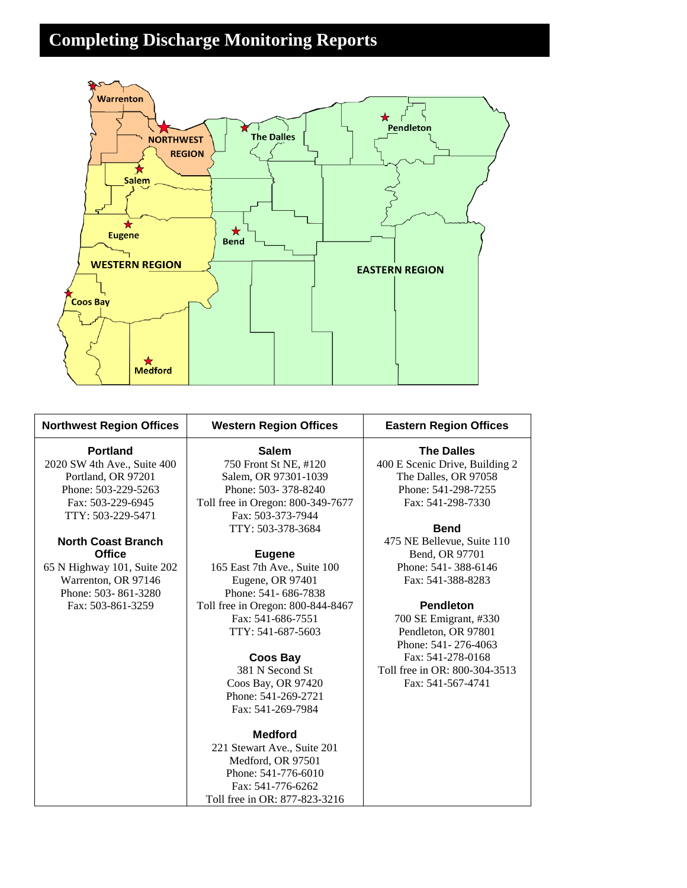# Completing Discharge Monitoring Reports

| Northwest Region Offices | Western Region Offices | Eastern Region Offices |
|---|---|---|
| **Portland**<br>2020 SW 4th Ave., Suite 400<br>Portland, OR 97201<br>Phone: 503-229-5263<br>Fax: 503-229-6945<br>TTY: 503-229-5471<br><br>**North Coast Branch Office**<br>65 N Highway 101, Suite 202<br>Warrenton, OR 97146<br>Phone: 503- 861-3280<br>Fax: 503-861-3259 | **Salem**<br>750 Front St NE, #120<br>Salem, OR 97301-1039<br>Phone: 503- 378-8240<br>Toll free in Oregon: 800-349-7677<br>Fax: 503-373-7944<br>TTY: 503-378-3684<br><br>**Eugene**<br>165 East 7th Ave., Suite 100<br>Eugene, OR 97401<br>Phone: 541- 686-7838<br>Toll free in Oregon: 800-844-8467<br>Fax: 541-686-7551<br>TTY: 541-687-5603<br><br>**Coos Bay**<br>381 N Second St<br>Coos Bay, OR 97420<br>Phone: 541-269-2721<br>Fax: 541-269-7984<br><br>**Medford**<br>221 Stewart Ave., Suite 201<br>Medford, OR 97501<br>Phone: 541-776-6010<br>Fax: 541-776-6262<br>Toll free in OR: 877-823-3216 | **The Dalles**<br>400 E Scenic Drive, Building 2<br>The Dalles, OR 97058<br>Phone: 541-298-7255<br>Fax: 541-298-7330<br><br>**Bend**<br>475 NE Bellevue, Suite 110<br>Bend, OR 97701<br>Phone: 541- 388-6146<br>Fax: 541-388-8283<br><br>**Pendleton**<br>700 SE Emigrant, #330<br>Pendleton, OR 97801<br>Phone: 541- 276-4063<br>Fax: 541-278-0168<br>Toll free in OR: 800-304-3513<br>Fax: 541-567-4741 |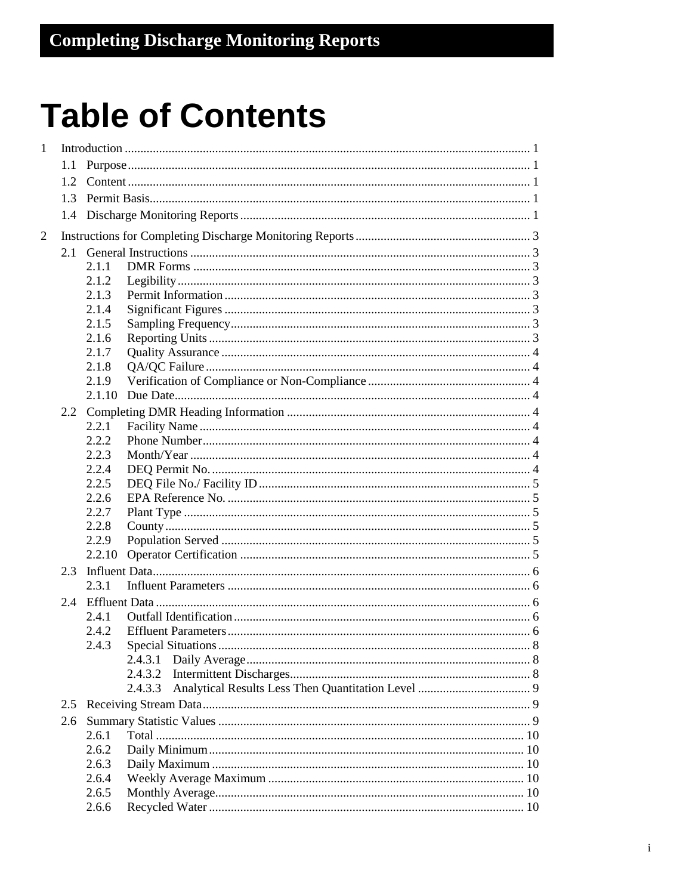Completing Discharge Monitoring Reports

# Table of Contents

1 Introduction ........ 1
  - 1.1 Purpose ........ 1
  - 1.2 Content ........ 1
  - 1.3 Permit Basis ........ 1
  - 1.4 Discharge Monitoring Reports ........ 1

2 Instructions for Completing Discharge Monitoring Reports ........ 3
  - 2.1 General Instructions ........ 3
    - 2.1.1 DMR Forms ........ 3
    - 2.1.2 Legibility ........ 3
    - 2.1.3 Permit Information ........ 3
    - 2.1.4 Significant Figures ........ 3
    - 2.1.5 Sampling Frequency ........ 3
    - 2.1.6 Reporting Units ........ 3
    - 2.1.7 Quality Assurance ........ 4
    - 2.1.8 QA/QC Failure ........ 4
    - 2.1.9 Verification of Compliance or Non-Compliance ........ 4
    - 2.1.10 Due Date ........ 4
  - 2.2 Completing DMR Heading Information ........ 4
    - 2.2.1 Facility Name ........ 4
    - 2.2.2 Phone Number ........ 4
    - 2.2.3 Month/Year ........ 4
    - 2.2.4 DEQ Permit No. ........ 4
    - 2.2.5 DEQ File No./ Facility ID ........ 5
    - 2.2.6 EPA Reference No. ........ 5
    - 2.2.7 Plant Type ........ 5
    - 2.2.8 County ........ 5
    - 2.2.9 Population Served ........ 5
    - 2.2.10 Operator Certification ........ 5
  - 2.3 Influent Data ........ 6
    - 2.3.1 Influent Parameters ........ 6
  - 2.4 Effluent Data ........ 6
    - 2.4.1 Outfall Identification ........ 6
    - 2.4.2 Effluent Parameters ........ 6
    - 2.4.3 Special Situations ........ 8
      - 2.4.3.1 Daily Average ........ 8
      - 2.4.3.2 Intermittent Discharges ........ 8
      - 2.4.3.3 Analytical Results Less Then Quantitation Level ........ 9
  - 2.5 Receiving Stream Data ........ 9
  - 2.6 Summary Statistic Values ........ 9
    - 2.6.1 Total ........ 10
    - 2.6.2 Daily Minimum ........ 10
    - 2.6.3 Daily Maximum ........ 10
    - 2.6.4 Weekly Average Maximum ........ 10
    - 2.6.5 Monthly Average ........ 10
    - 2.6.6 Recycled Water ........ 10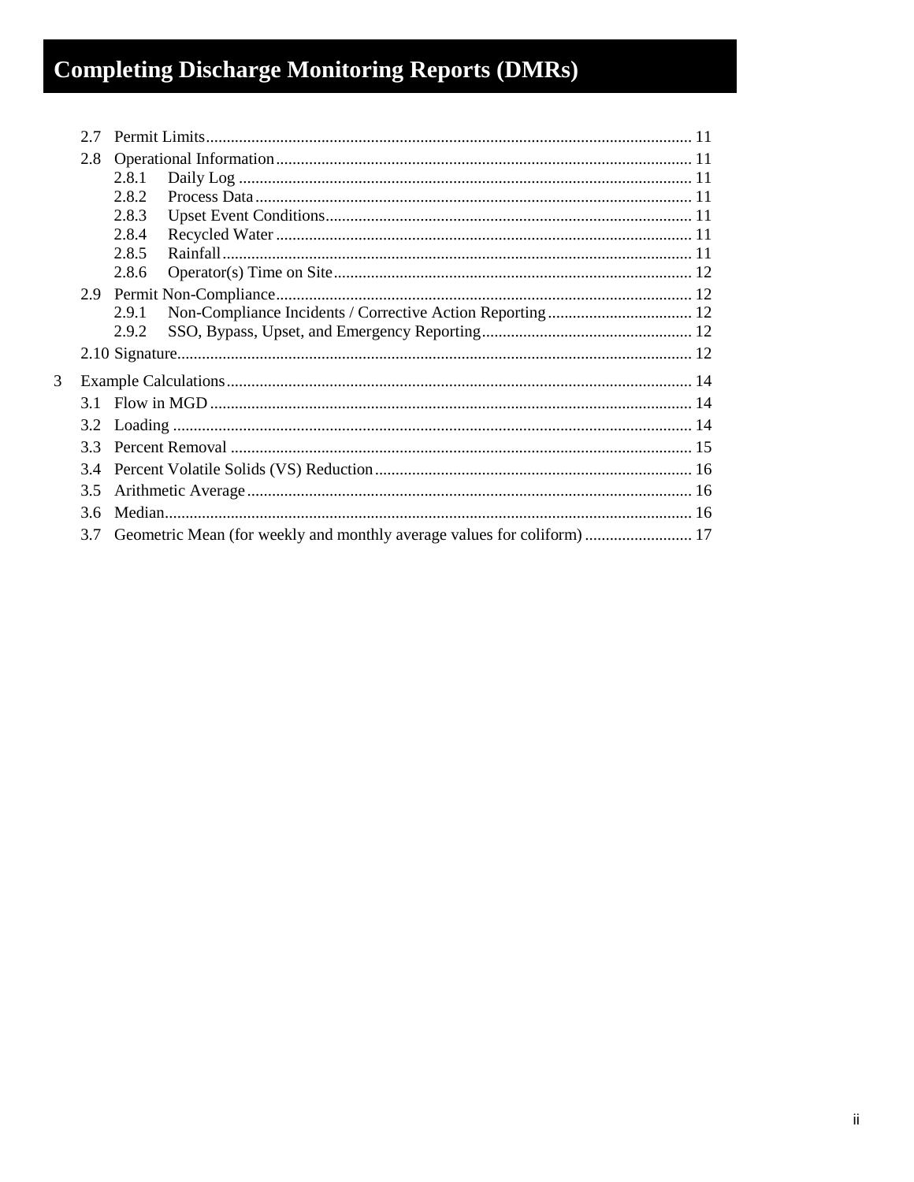# Completing Discharge Monitoring Reports (DMRs)

- 2.7 Permit Limits ..... 11
- 2.8 Operational Information ..... 11
  - 2.8.1 Daily Log ..... 11
  - 2.8.2 Process Data ..... 11
  - 2.8.3 Upset Event Conditions ..... 11
  - 2.8.4 Recycled Water ..... 11
  - 2.8.5 Rainfall ..... 11
  - 2.8.6 Operator(s) Time on Site ..... 12
- 2.9 Permit Non-Compliance ..... 12
  - 2.9.1 Non-Compliance Incidents / Corrective Action Reporting ..... 12
  - 2.9.2 SSO, Bypass, Upset, and Emergency Reporting ..... 12
- 2.10 Signature ..... 12

3 Example Calculations ..... 14

- 3.1 Flow in MGD ..... 14
- 3.2 Loading ..... 14
- 3.3 Percent Removal ..... 15
- 3.4 Percent Volatile Solids (VS) Reduction ..... 16
- 3.5 Arithmetic Average ..... 16
- 3.6 Median ..... 16
- 3.7 Geometric Mean (for weekly and monthly average values for coliform) ..... 17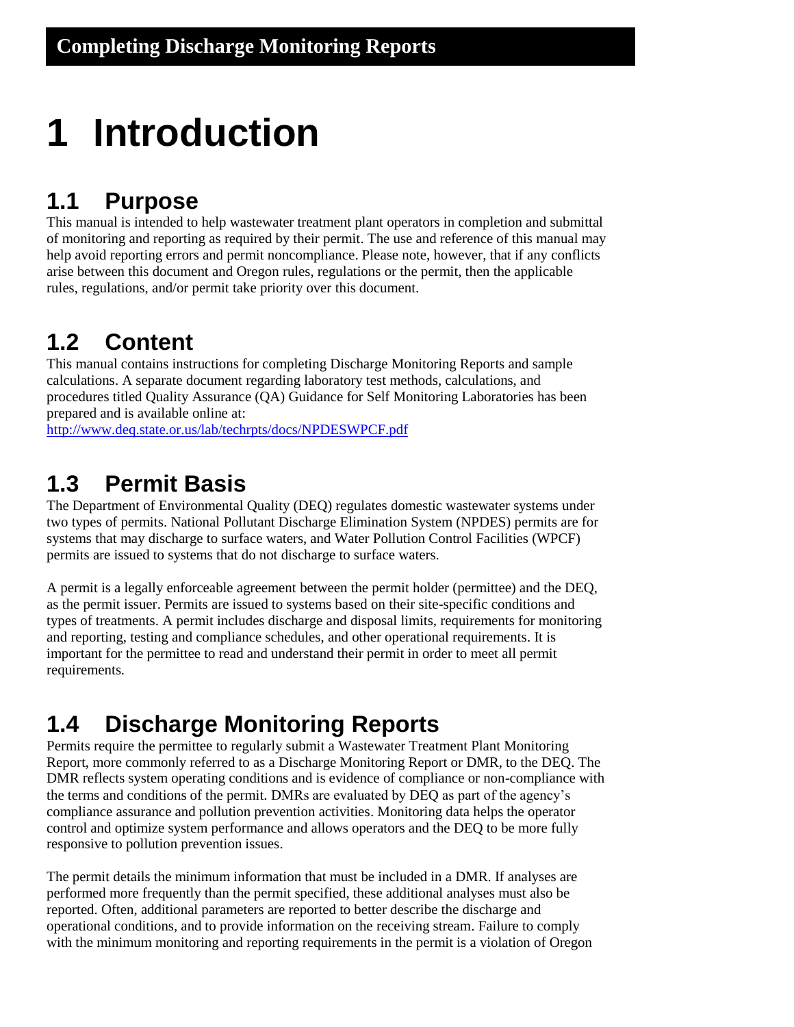# 1 Introduction

## 1.1 Purpose

This manual is intended to help wastewater treatment plant operators in completion and submittal of monitoring and reporting as required by their permit. The use and reference of this manual may help avoid reporting errors and permit noncompliance. Please note, however, that if any conflicts arise between this document and Oregon rules, regulations or the permit, then the applicable rules, regulations, and/or permit take priority over this document.

## 1.2 Content

This manual contains instructions for completing Discharge Monitoring Reports and sample calculations. A separate document regarding laboratory test methods, calculations, and procedures titled Quality Assurance (QA) Guidance for Self Monitoring Laboratories has been prepared and is available online at:
http://www.deq.state.or.us/lab/techrpts/docs/NPDESWPCF.pdf

## 1.3 Permit Basis

The Department of Environmental Quality (DEQ) regulates domestic wastewater systems under two types of permits. National Pollutant Discharge Elimination System (NPDES) permits are for systems that may discharge to surface waters, and Water Pollution Control Facilities (WPCF) permits are issued to systems that do not discharge to surface waters.

A permit is a legally enforceable agreement between the permit holder (permittee) and the DEQ, as the permit issuer. Permits are issued to systems based on their site-specific conditions and types of treatments. A permit includes discharge and disposal limits, requirements for monitoring and reporting, testing and compliance schedules, and other operational requirements. It is important for the permittee to read and understand their permit in order to meet all permit requirements.

## 1.4 Discharge Monitoring Reports

Permits require the permittee to regularly submit a Wastewater Treatment Plant Monitoring Report, more commonly referred to as a Discharge Monitoring Report or DMR, to the DEQ. The DMR reflects system operating conditions and is evidence of compliance or non-compliance with the terms and conditions of the permit. DMRs are evaluated by DEQ as part of the agency's compliance assurance and pollution prevention activities. Monitoring data helps the operator control and optimize system performance and allows operators and the DEQ to be more fully responsive to pollution prevention issues.

The permit details the minimum information that must be included in a DMR. If analyses are performed more frequently than the permit specified, these additional analyses must also be reported. Often, additional parameters are reported to better describe the discharge and operational conditions, and to provide information on the receiving stream. Failure to comply with the minimum monitoring and reporting requirements in the permit is a violation of Oregon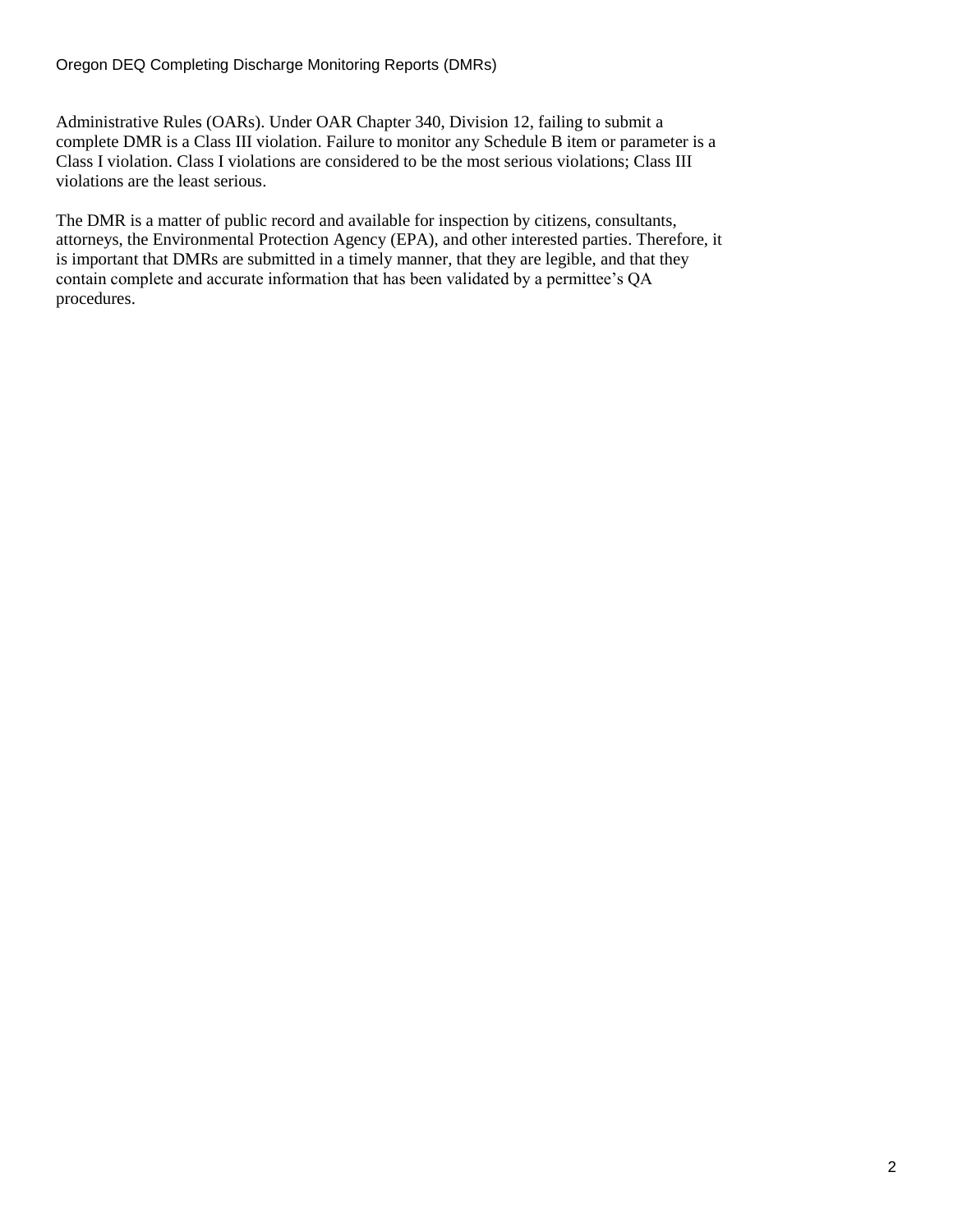Administrative Rules (OARs). Under OAR Chapter 340, Division 12, failing to submit a complete DMR is a Class III violation. Failure to monitor any Schedule B item or parameter is a Class I violation. Class I violations are considered to be the most serious violations; Class III violations are the least serious.

The DMR is a matter of public record and available for inspection by citizens, consultants, attorneys, the Environmental Protection Agency (EPA), and other interested parties. Therefore, it is important that DMRs are submitted in a timely manner, that they are legible, and that they contain complete and accurate information that has been validated by a permittee's QA procedures.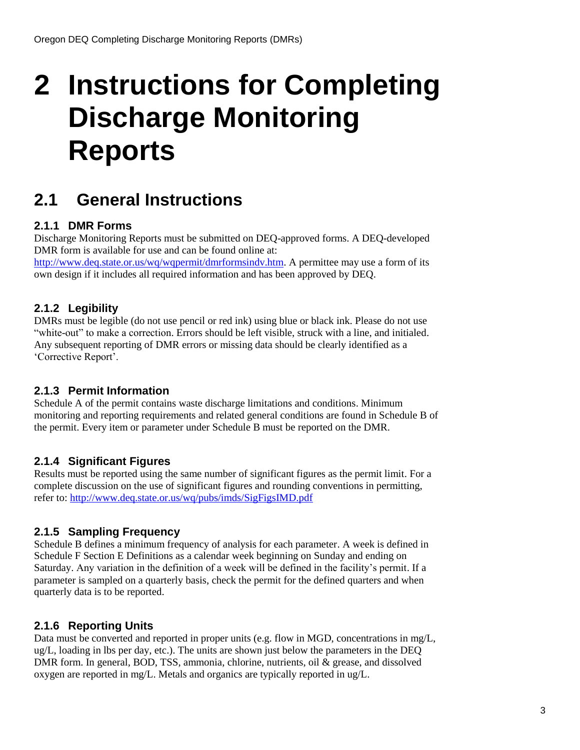# 2 Instructions for Completing Discharge Monitoring Reports

## 2.1 General Instructions

### 2.1.1 DMR Forms

Discharge Monitoring Reports must be submitted on DEQ-approved forms. A DEQ-developed DMR form is available for use and can be found online at: http://www.deq.state.or.us/wq/wqpermit/dmrformsindv.htm. A permittee may use a form of its own design if it includes all required information and has been approved by DEQ.

### 2.1.2 Legibility

DMRs must be legible (do not use pencil or red ink) using blue or black ink. Please do not use "white-out" to make a correction. Errors should be left visible, struck with a line, and initialed. Any subsequent reporting of DMR errors or missing data should be clearly identified as a 'Corrective Report'.

### 2.1.3 Permit Information

Schedule A of the permit contains waste discharge limitations and conditions. Minimum monitoring and reporting requirements and related general conditions are found in Schedule B of the permit. Every item or parameter under Schedule B must be reported on the DMR.

### 2.1.4 Significant Figures

Results must be reported using the same number of significant figures as the permit limit. For a complete discussion on the use of significant figures and rounding conventions in permitting, refer to: http://www.deq.state.or.us/wq/pubs/imds/SigFigsIMD.pdf

### 2.1.5 Sampling Frequency

Schedule B defines a minimum frequency of analysis for each parameter. A week is defined in Schedule F Section E Definitions as a calendar week beginning on Sunday and ending on Saturday. Any variation in the definition of a week will be defined in the facility's permit. If a parameter is sampled on a quarterly basis, check the permit for the defined quarters and when quarterly data is to be reported.

### 2.1.6 Reporting Units

Data must be converted and reported in proper units (e.g. flow in MGD, concentrations in mg/L, ug/L, loading in lbs per day, etc.). The units are shown just below the parameters in the DEQ DMR form. In general, BOD, TSS, ammonia, chlorine, nutrients, oil & grease, and dissolved oxygen are reported in mg/L. Metals and organics are typically reported in ug/L.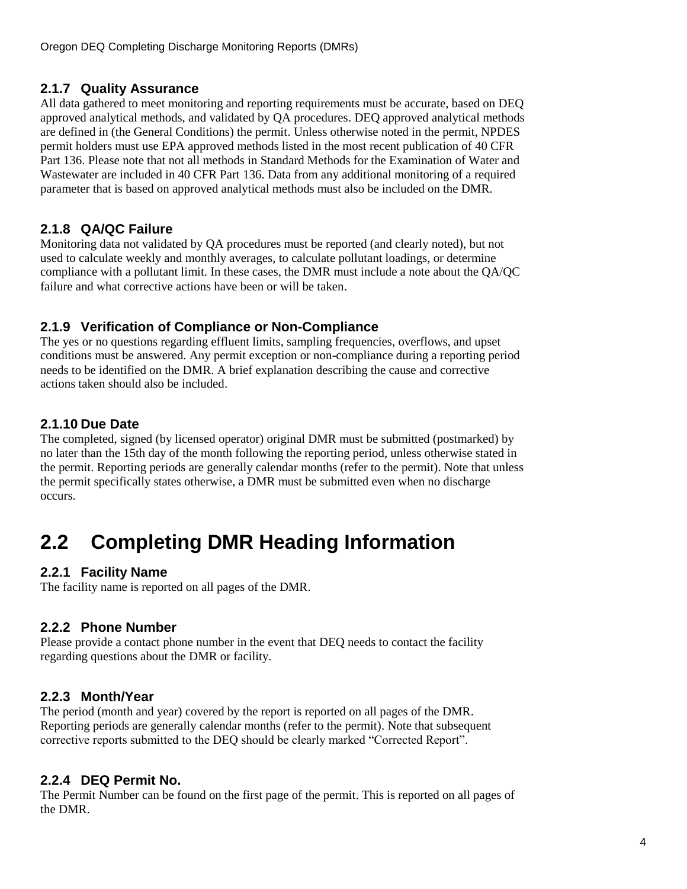### 2.1.7 Quality Assurance

All data gathered to meet monitoring and reporting requirements must be accurate, based on DEQ approved analytical methods, and validated by QA procedures. DEQ approved analytical methods are defined in (the General Conditions) the permit. Unless otherwise noted in the permit, NPDES permit holders must use EPA approved methods listed in the most recent publication of 40 CFR Part 136. Please note that not all methods in Standard Methods for the Examination of Water and Wastewater are included in 40 CFR Part 136. Data from any additional monitoring of a required parameter that is based on approved analytical methods must also be included on the DMR.

### 2.1.8 QA/QC Failure

Monitoring data not validated by QA procedures must be reported (and clearly noted), but not used to calculate weekly and monthly averages, to calculate pollutant loadings, or determine compliance with a pollutant limit. In these cases, the DMR must include a note about the QA/QC failure and what corrective actions have been or will be taken.

### 2.1.9 Verification of Compliance or Non-Compliance

The yes or no questions regarding effluent limits, sampling frequencies, overflows, and upset conditions must be answered. Any permit exception or non-compliance during a reporting period needs to be identified on the DMR. A brief explanation describing the cause and corrective actions taken should also be included.

### 2.1.10 Due Date

The completed, signed (by licensed operator) original DMR must be submitted (postmarked) by no later than the 15th day of the month following the reporting period, unless otherwise stated in the permit. Reporting periods are generally calendar months (refer to the permit). Note that unless the permit specifically states otherwise, a DMR must be submitted even when no discharge occurs.

## 2.2 Completing DMR Heading Information

### 2.2.1 Facility Name

The facility name is reported on all pages of the DMR.

### 2.2.2 Phone Number

Please provide a contact phone number in the event that DEQ needs to contact the facility regarding questions about the DMR or facility.

### 2.2.3 Month/Year

The period (month and year) covered by the report is reported on all pages of the DMR. Reporting periods are generally calendar months (refer to the permit). Note that subsequent corrective reports submitted to the DEQ should be clearly marked "Corrected Report".

### 2.2.4 DEQ Permit No.

The Permit Number can be found on the first page of the permit. This is reported on all pages of the DMR.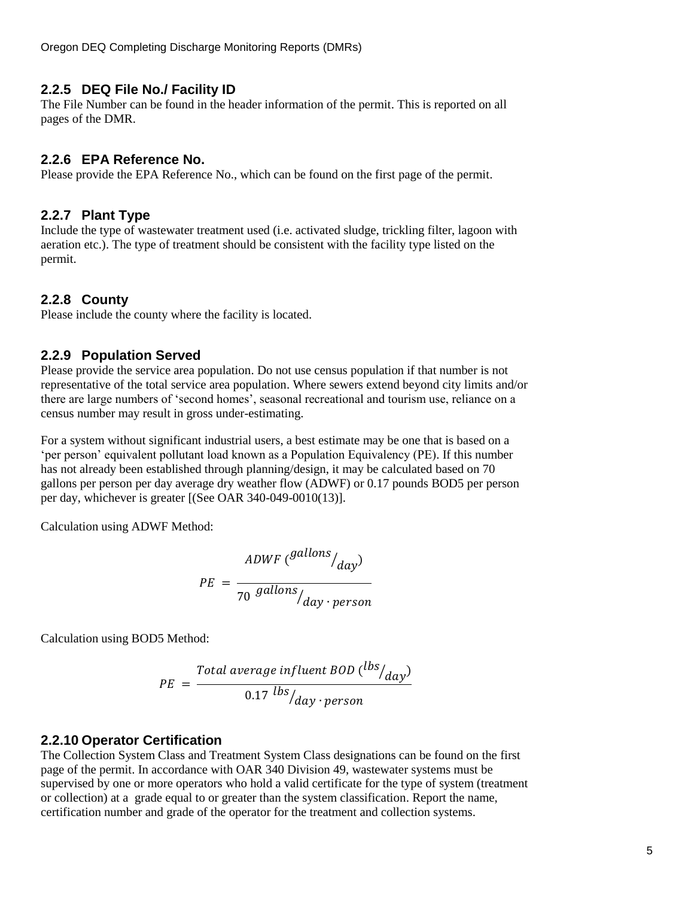### 2.2.5 DEQ File No./ Facility ID

The File Number can be found in the header information of the permit. This is reported on all pages of the DMR.

### 2.2.6 EPA Reference No.

Please provide the EPA Reference No., which can be found on the first page of the permit.

### 2.2.7 Plant Type

Include the type of wastewater treatment used (i.e. activated sludge, trickling filter, lagoon with aeration etc.). The type of treatment should be consistent with the facility type listed on the permit.

### 2.2.8 County

Please include the county where the facility is located.

### 2.2.9 Population Served

Please provide the service area population. Do not use census population if that number is not representative of the total service area population. Where sewers extend beyond city limits and/or there are large numbers of 'second homes', seasonal recreational and tourism use, reliance on a census number may result in gross under-estimating.

For a system without significant industrial users, a best estimate may be one that is based on a 'per person' equivalent pollutant load known as a Population Equivalency (PE). If this number has not already been established through planning/design, it may be calculated based on 70 gallons per person per day average dry weather flow (ADWF) or 0.17 pounds BOD5 per person per day, whichever is greater [(See OAR 340-049-0010(13)].

Calculation using ADWF Method:

$$PE = \frac{ADWF\ (^{gallons}/_{day})}{70\ ^{gallons}/_{day \cdot person}}$$

Calculation using BOD5 Method:

$$PE = \frac{Total\ average\ influent\ BOD\ (^{lbs}/_{day})}{0.17\ ^{lbs}/_{day \cdot person}}$$

### 2.2.10 Operator Certification

The Collection System Class and Treatment System Class designations can be found on the first page of the permit. In accordance with OAR 340 Division 49, wastewater systems must be supervised by one or more operators who hold a valid certificate for the type of system (treatment or collection) at a grade equal to or greater than the system classification. Report the name, certification number and grade of the operator for the treatment and collection systems.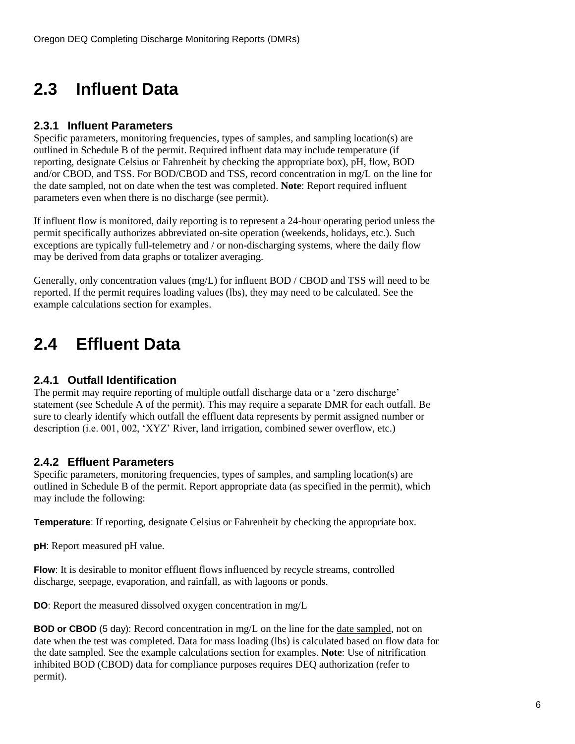## 2.3 Influent Data

### 2.3.1 Influent Parameters

Specific parameters, monitoring frequencies, types of samples, and sampling location(s) are outlined in Schedule B of the permit. Required influent data may include temperature (if reporting, designate Celsius or Fahrenheit by checking the appropriate box), pH, flow, BOD and/or CBOD, and TSS. For BOD/CBOD and TSS, record concentration in mg/L on the line for the date sampled, not on date when the test was completed. **Note**: Report required influent parameters even when there is no discharge (see permit).

If influent flow is monitored, daily reporting is to represent a 24-hour operating period unless the permit specifically authorizes abbreviated on-site operation (weekends, holidays, etc.). Such exceptions are typically full-telemetry and / or non-discharging systems, where the daily flow may be derived from data graphs or totalizer averaging.

Generally, only concentration values (mg/L) for influent BOD / CBOD and TSS will need to be reported. If the permit requires loading values (lbs), they may need to be calculated. See the example calculations section for examples.

## 2.4 Effluent Data

### 2.4.1 Outfall Identification

The permit may require reporting of multiple outfall discharge data or a 'zero discharge' statement (see Schedule A of the permit). This may require a separate DMR for each outfall. Be sure to clearly identify which outfall the effluent data represents by permit assigned number or description (i.e. 001, 002, 'XYZ' River, land irrigation, combined sewer overflow, etc.)

### 2.4.2 Effluent Parameters

Specific parameters, monitoring frequencies, types of samples, and sampling location(s) are outlined in Schedule B of the permit. Report appropriate data (as specified in the permit), which may include the following:

**Temperature**: If reporting, designate Celsius or Fahrenheit by checking the appropriate box.

**pH**: Report measured pH value.

**Flow**: It is desirable to monitor effluent flows influenced by recycle streams, controlled discharge, seepage, evaporation, and rainfall, as with lagoons or ponds.

**DO**: Report the measured dissolved oxygen concentration in mg/L

**BOD or CBOD** (5 day): Record concentration in mg/L on the line for the date sampled, not on date when the test was completed. Data for mass loading (lbs) is calculated based on flow data for the date sampled. See the example calculations section for examples. **Note**: Use of nitrification inhibited BOD (CBOD) data for compliance purposes requires DEQ authorization (refer to permit).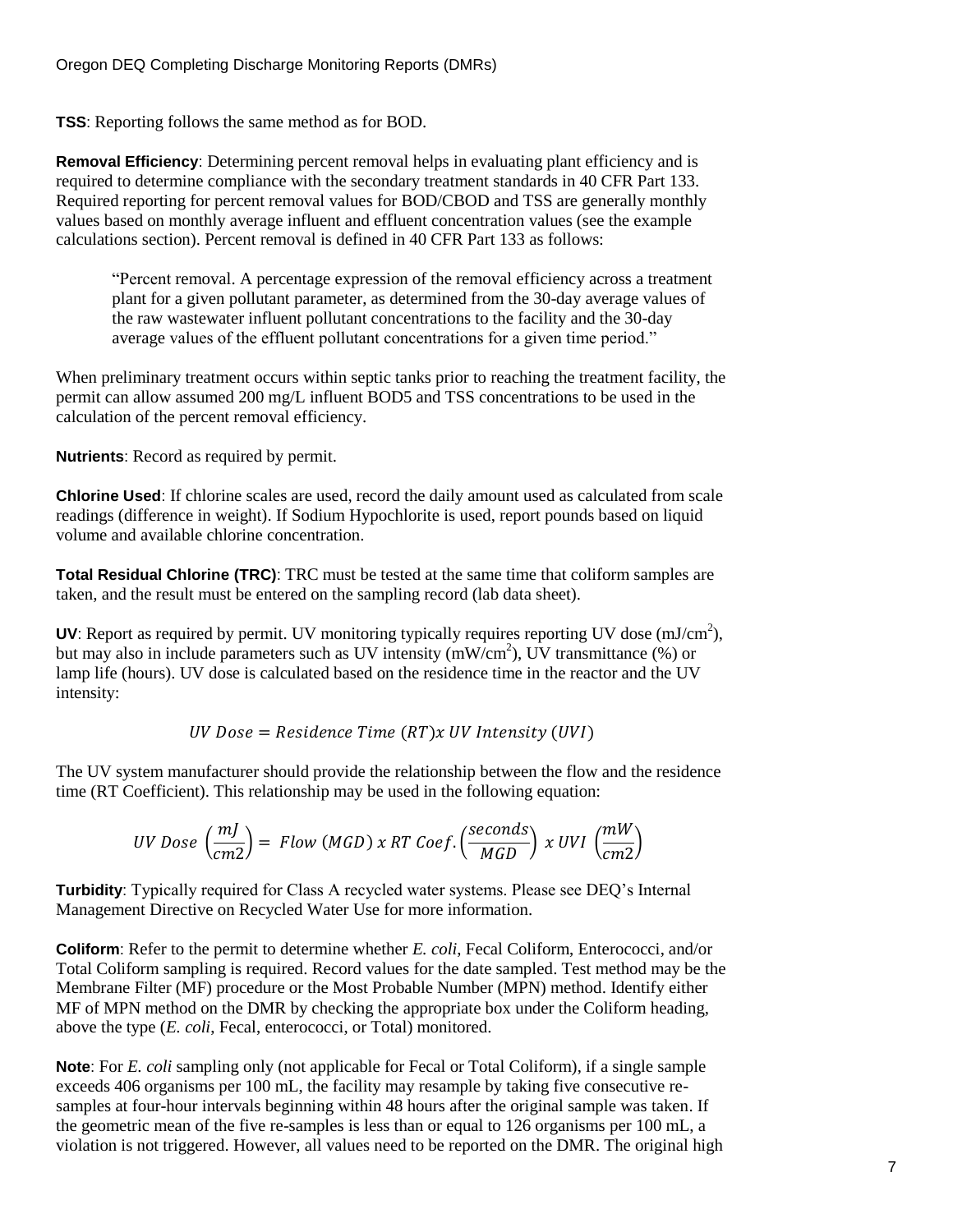**TSS**: Reporting follows the same method as for BOD.

**Removal Efficiency**: Determining percent removal helps in evaluating plant efficiency and is required to determine compliance with the secondary treatment standards in 40 CFR Part 133. Required reporting for percent removal values for BOD/CBOD and TSS are generally monthly values based on monthly average influent and effluent concentration values (see the example calculations section). Percent removal is defined in 40 CFR Part 133 as follows:

> "Percent removal. A percentage expression of the removal efficiency across a treatment plant for a given pollutant parameter, as determined from the 30-day average values of the raw wastewater influent pollutant concentrations to the facility and the 30-day average values of the effluent pollutant concentrations for a given time period."

When preliminary treatment occurs within septic tanks prior to reaching the treatment facility, the permit can allow assumed 200 mg/L influent BOD5 and TSS concentrations to be used in the calculation of the percent removal efficiency.

**Nutrients**: Record as required by permit.

**Chlorine Used**: If chlorine scales are used, record the daily amount used as calculated from scale readings (difference in weight). If Sodium Hypochlorite is used, report pounds based on liquid volume and available chlorine concentration.

**Total Residual Chlorine (TRC)**: TRC must be tested at the same time that coliform samples are taken, and the result must be entered on the sampling record (lab data sheet).

**UV**: Report as required by permit. UV monitoring typically requires reporting UV dose (mJ/cm$^2$), but may also in include parameters such as UV intensity (mW/cm$^2$), UV transmittance (%) or lamp life (hours). UV dose is calculated based on the residence time in the reactor and the UV intensity:

$$UV\ Dose = Residence\ Time\ (RT) x\ UV\ Intensity\ (UVI)$$

The UV system manufacturer should provide the relationship between the flow and the residence time (RT Coefficient). This relationship may be used in the following equation:

$$UV\ Dose\ \left(\frac{mJ}{cm2}\right) = \ Flow\ (MGD)\ x\ RT\ Coef.\left(\frac{seconds}{MGD}\right)\ x\ UVI\ \left(\frac{mW}{cm2}\right)$$

**Turbidity**: Typically required for Class A recycled water systems. Please see DEQ's Internal Management Directive on Recycled Water Use for more information.

**Coliform**: Refer to the permit to determine whether *E. coli*, Fecal Coliform, Enterococci, and/or Total Coliform sampling is required. Record values for the date sampled. Test method may be the Membrane Filter (MF) procedure or the Most Probable Number (MPN) method. Identify either MF of MPN method on the DMR by checking the appropriate box under the Coliform heading, above the type (*E. coli*, Fecal, enterococci, or Total) monitored.

**Note**: For *E. coli* sampling only (not applicable for Fecal or Total Coliform), if a single sample exceeds 406 organisms per 100 mL, the facility may resample by taking five consecutive re-samples at four-hour intervals beginning within 48 hours after the original sample was taken. If the geometric mean of the five re-samples is less than or equal to 126 organisms per 100 mL, a violation is not triggered. However, all values need to be reported on the DMR. The original high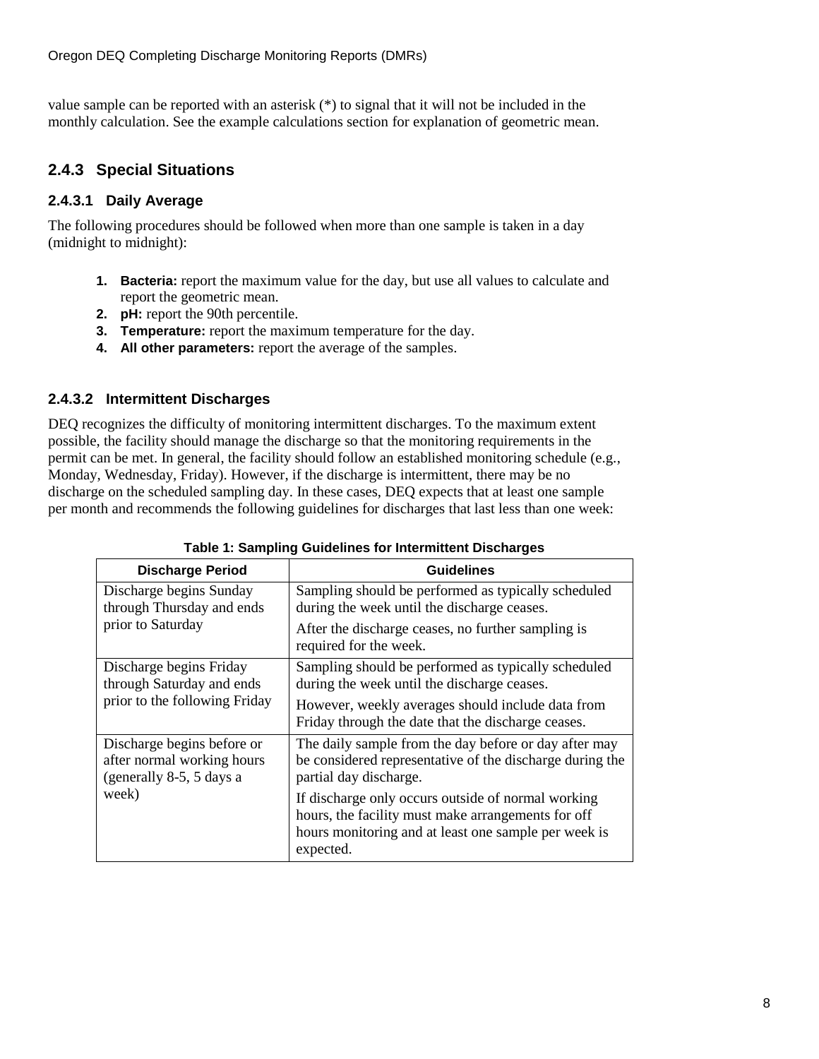value sample can be reported with an asterisk (*) to signal that it will not be included in the monthly calculation. See the example calculations section for explanation of geometric mean.

### 2.4.3 Special Situations

#### 2.4.3.1 Daily Average

The following procedures should be followed when more than one sample is taken in a day (midnight to midnight):

1. **Bacteria:** report the maximum value for the day, but use all values to calculate and report the geometric mean.
2. **pH:** report the 90th percentile.
3. **Temperature:** report the maximum temperature for the day.
4. **All other parameters:** report the average of the samples.

#### 2.4.3.2 Intermittent Discharges

DEQ recognizes the difficulty of monitoring intermittent discharges. To the maximum extent possible, the facility should manage the discharge so that the monitoring requirements in the permit can be met. In general, the facility should follow an established monitoring schedule (e.g., Monday, Wednesday, Friday). However, if the discharge is intermittent, there may be no discharge on the scheduled sampling day. In these cases, DEQ expects that at least one sample per month and recommends the following guidelines for discharges that last less than one week:

**Table 1: Sampling Guidelines for Intermittent Discharges**

| Discharge Period | Guidelines |
| --- | --- |
| Discharge begins Sunday through Thursday and ends prior to Saturday | Sampling should be performed as typically scheduled during the week until the discharge ceases. After the discharge ceases, no further sampling is required for the week. |
| Discharge begins Friday through Saturday and ends prior to the following Friday | Sampling should be performed as typically scheduled during the week until the discharge ceases. However, weekly averages should include data from Friday through the date that the discharge ceases. |
| Discharge begins before or after normal working hours (generally 8-5, 5 days a week) | The daily sample from the day before or day after may be considered representative of the discharge during the partial day discharge. If discharge only occurs outside of normal working hours, the facility must make arrangements for off hours monitoring and at least one sample per week is expected. |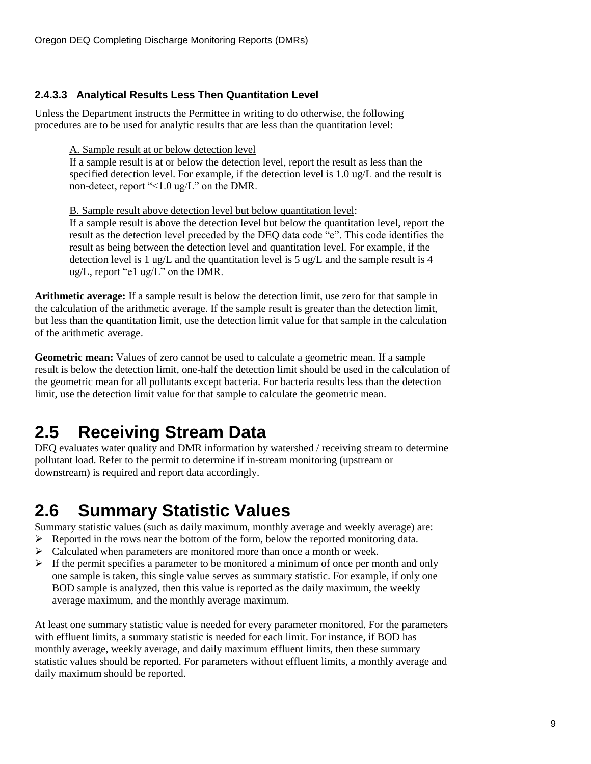#### 2.4.3.3 Analytical Results Less Then Quantitation Level

Unless the Department instructs the Permittee in writing to do otherwise, the following procedures are to be used for analytic results that are less than the quantitation level:

> A. Sample result at or below detection level
>
> If a sample result is at or below the detection level, report the result as less than the specified detection level. For example, if the detection level is 1.0 ug/L and the result is non-detect, report "<1.0 ug/L" on the DMR.
>
> B. Sample result above detection level but below quantitation level:
>
> If a sample result is above the detection level but below the quantitation level, report the result as the detection level preceded by the DEQ data code "e". This code identifies the result as being between the detection level and quantitation level. For example, if the detection level is 1 ug/L and the quantitation level is 5 ug/L and the sample result is 4 ug/L, report "e1 ug/L" on the DMR.

**Arithmetic average:** If a sample result is below the detection limit, use zero for that sample in the calculation of the arithmetic average. If the sample result is greater than the detection limit, but less than the quantitation limit, use the detection limit value for that sample in the calculation of the arithmetic average.

**Geometric mean:** Values of zero cannot be used to calculate a geometric mean. If a sample result is below the detection limit, one-half the detection limit should be used in the calculation of the geometric mean for all pollutants except bacteria. For bacteria results less than the detection limit, use the detection limit value for that sample to calculate the geometric mean.

## 2.5 Receiving Stream Data

DEQ evaluates water quality and DMR information by watershed / receiving stream to determine pollutant load. Refer to the permit to determine if in-stream monitoring (upstream or downstream) is required and report data accordingly.

## 2.6 Summary Statistic Values

Summary statistic values (such as daily maximum, monthly average and weekly average) are:

- Reported in the rows near the bottom of the form, below the reported monitoring data.
- Calculated when parameters are monitored more than once a month or week.
- If the permit specifies a parameter to be monitored a minimum of once per month and only one sample is taken, this single value serves as summary statistic. For example, if only one BOD sample is analyzed, then this value is reported as the daily maximum, the weekly average maximum, and the monthly average maximum.

At least one summary statistic value is needed for every parameter monitored. For the parameters with effluent limits, a summary statistic is needed for each limit. For instance, if BOD has monthly average, weekly average, and daily maximum effluent limits, then these summary statistic values should be reported. For parameters without effluent limits, a monthly average and daily maximum should be reported.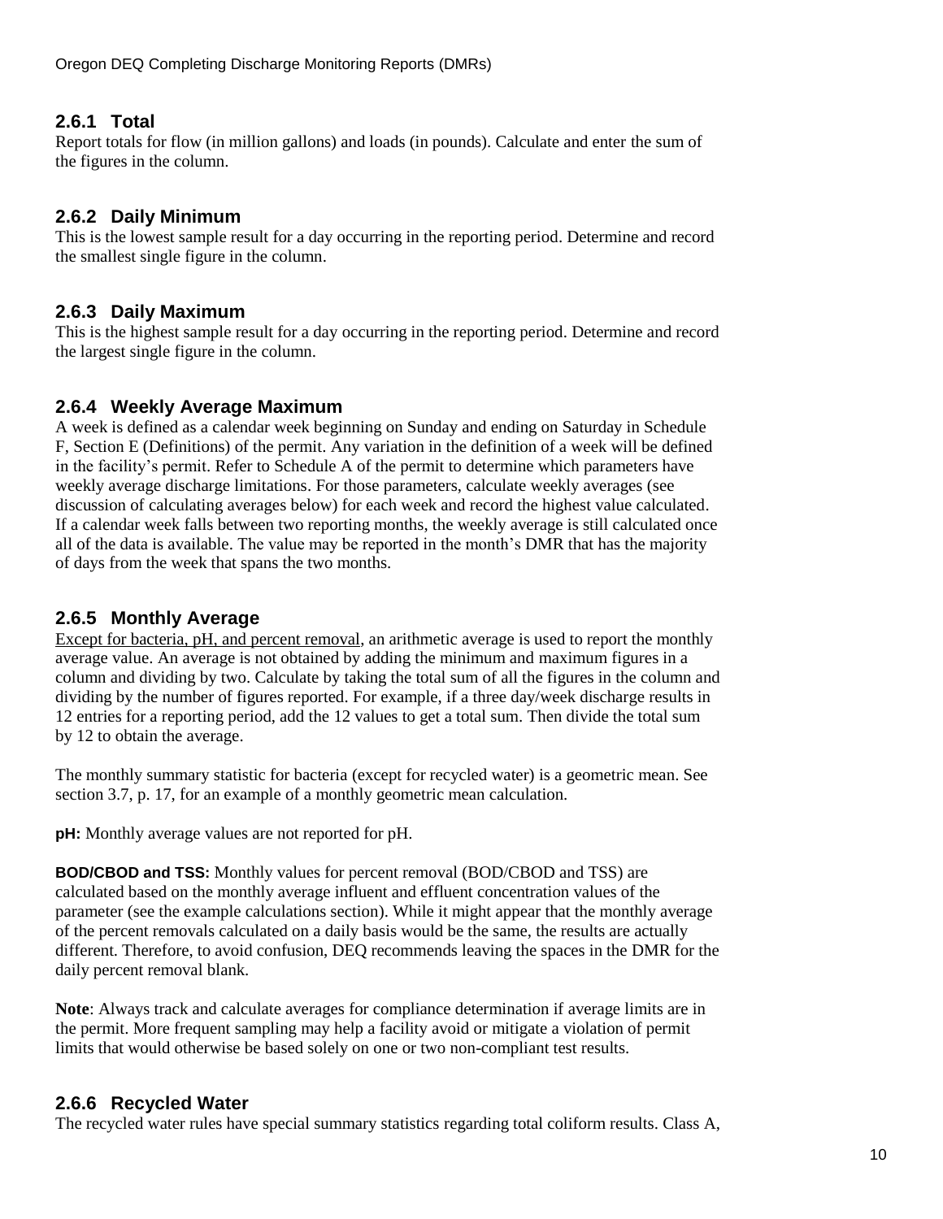### 2.6.1 Total

Report totals for flow (in million gallons) and loads (in pounds). Calculate and enter the sum of the figures in the column.

### 2.6.2 Daily Minimum

This is the lowest sample result for a day occurring in the reporting period. Determine and record the smallest single figure in the column.

### 2.6.3 Daily Maximum

This is the highest sample result for a day occurring in the reporting period. Determine and record the largest single figure in the column.

### 2.6.4 Weekly Average Maximum

A week is defined as a calendar week beginning on Sunday and ending on Saturday in Schedule F, Section E (Definitions) of the permit. Any variation in the definition of a week will be defined in the facility's permit. Refer to Schedule A of the permit to determine which parameters have weekly average discharge limitations. For those parameters, calculate weekly averages (see discussion of calculating averages below) for each week and record the highest value calculated. If a calendar week falls between two reporting months, the weekly average is still calculated once all of the data is available. The value may be reported in the month's DMR that has the majority of days from the week that spans the two months.

### 2.6.5 Monthly Average

<u>Except for bacteria, pH, and percent removal</u>, an arithmetic average is used to report the monthly average value. An average is not obtained by adding the minimum and maximum figures in a column and dividing by two. Calculate by taking the total sum of all the figures in the column and dividing by the number of figures reported. For example, if a three day/week discharge results in 12 entries for a reporting period, add the 12 values to get a total sum. Then divide the total sum by 12 to obtain the average.

The monthly summary statistic for bacteria (except for recycled water) is a geometric mean. See section 3.7, p. 17, for an example of a monthly geometric mean calculation.

**pH:** Monthly average values are not reported for pH.

**BOD/CBOD and TSS:** Monthly values for percent removal (BOD/CBOD and TSS) are calculated based on the monthly average influent and effluent concentration values of the parameter (see the example calculations section). While it might appear that the monthly average of the percent removals calculated on a daily basis would be the same, the results are actually different. Therefore, to avoid confusion, DEQ recommends leaving the spaces in the DMR for the daily percent removal blank.

**Note**: Always track and calculate averages for compliance determination if average limits are in the permit. More frequent sampling may help a facility avoid or mitigate a violation of permit limits that would otherwise be based solely on one or two non-compliant test results.

### 2.6.6 Recycled Water

The recycled water rules have special summary statistics regarding total coliform results. Class A,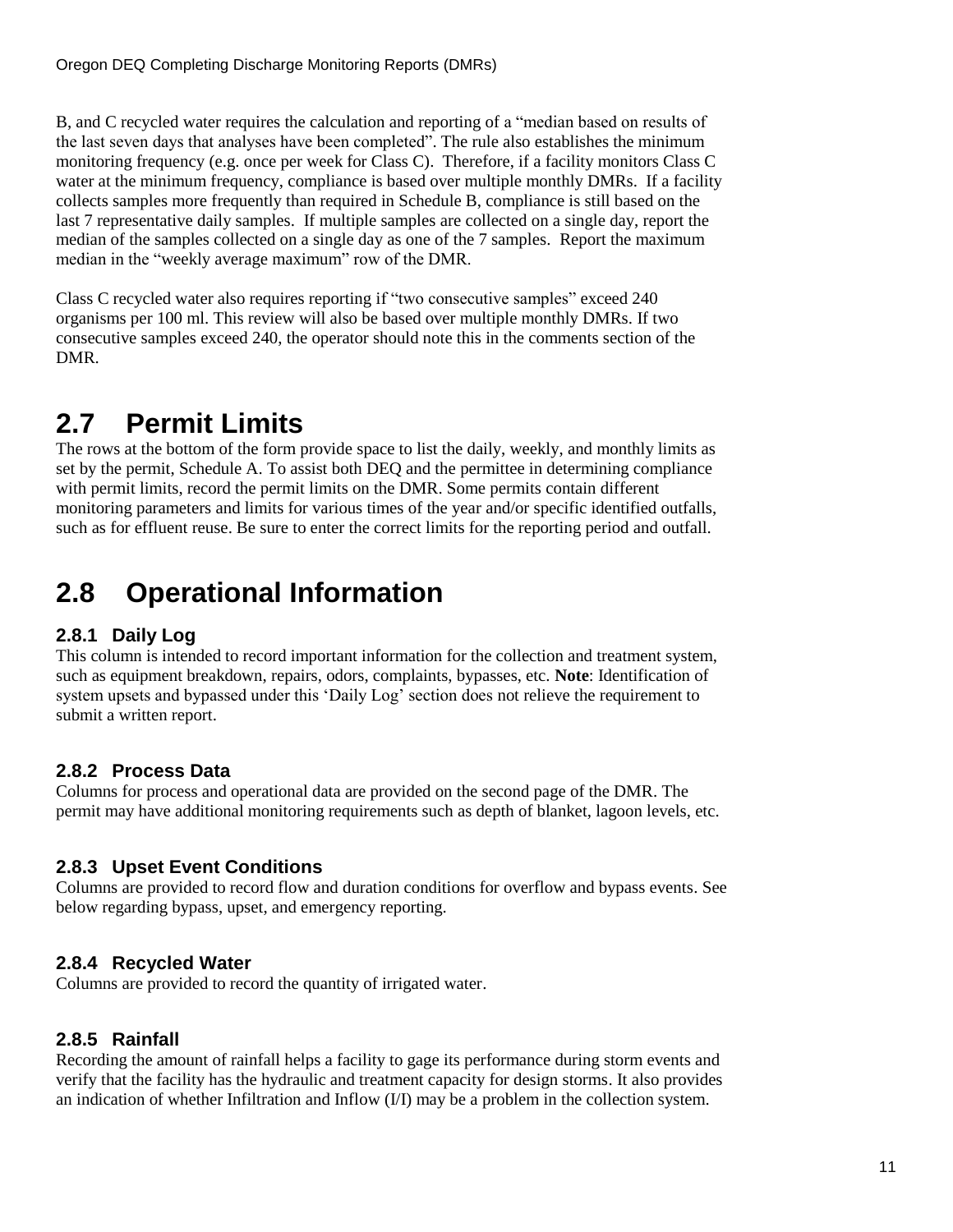B, and C recycled water requires the calculation and reporting of a "median based on results of the last seven days that analyses have been completed". The rule also establishes the minimum monitoring frequency (e.g. once per week for Class C). Therefore, if a facility monitors Class C water at the minimum frequency, compliance is based over multiple monthly DMRs. If a facility collects samples more frequently than required in Schedule B, compliance is still based on the last 7 representative daily samples. If multiple samples are collected on a single day, report the median of the samples collected on a single day as one of the 7 samples. Report the maximum median in the "weekly average maximum" row of the DMR.

Class C recycled water also requires reporting if "two consecutive samples" exceed 240 organisms per 100 ml. This review will also be based over multiple monthly DMRs. If two consecutive samples exceed 240, the operator should note this in the comments section of the DMR.

# 2.7 Permit Limits

The rows at the bottom of the form provide space to list the daily, weekly, and monthly limits as set by the permit, Schedule A. To assist both DEQ and the permittee in determining compliance with permit limits, record the permit limits on the DMR. Some permits contain different monitoring parameters and limits for various times of the year and/or specific identified outfalls, such as for effluent reuse. Be sure to enter the correct limits for the reporting period and outfall.

# 2.8 Operational Information

## 2.8.1 Daily Log

This column is intended to record important information for the collection and treatment system, such as equipment breakdown, repairs, odors, complaints, bypasses, etc. **Note**: Identification of system upsets and bypassed under this 'Daily Log' section does not relieve the requirement to submit a written report.

## 2.8.2 Process Data

Columns for process and operational data are provided on the second page of the DMR. The permit may have additional monitoring requirements such as depth of blanket, lagoon levels, etc.

## 2.8.3 Upset Event Conditions

Columns are provided to record flow and duration conditions for overflow and bypass events. See below regarding bypass, upset, and emergency reporting.

## 2.8.4 Recycled Water

Columns are provided to record the quantity of irrigated water.

## 2.8.5 Rainfall

Recording the amount of rainfall helps a facility to gage its performance during storm events and verify that the facility has the hydraulic and treatment capacity for design storms. It also provides an indication of whether Infiltration and Inflow (I/I) may be a problem in the collection system.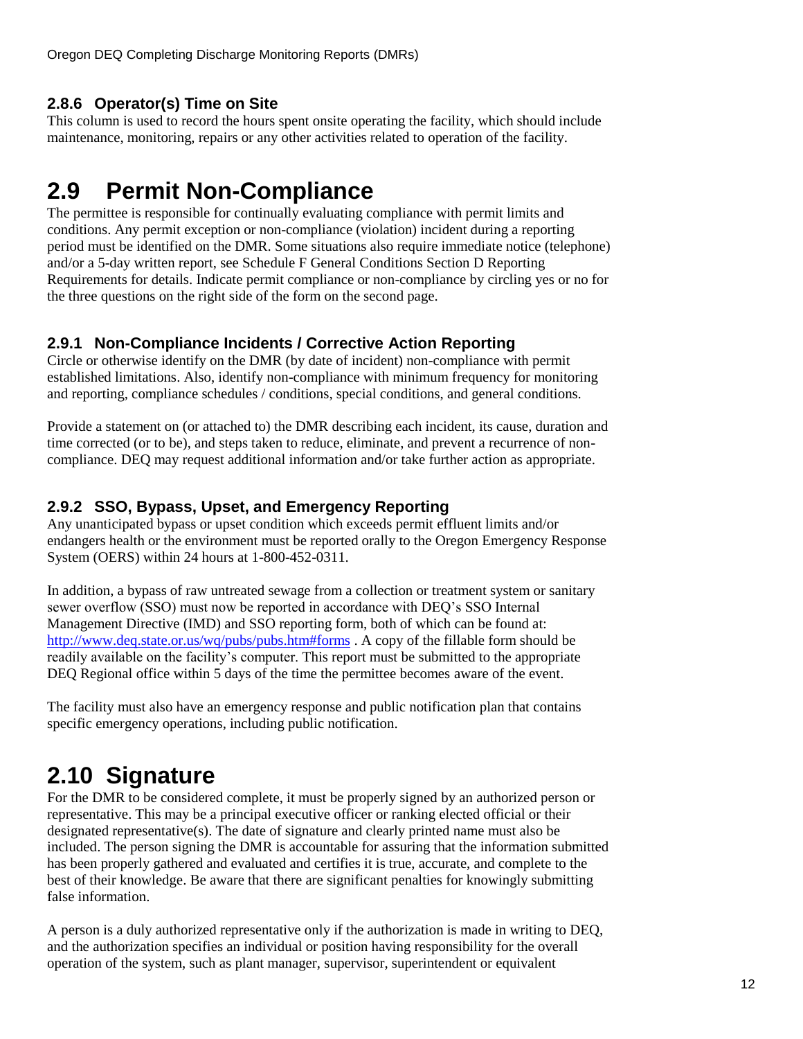### 2.8.6 Operator(s) Time on Site

This column is used to record the hours spent onsite operating the facility, which should include maintenance, monitoring, repairs or any other activities related to operation of the facility.

## 2.9 Permit Non-Compliance

The permittee is responsible for continually evaluating compliance with permit limits and conditions. Any permit exception or non-compliance (violation) incident during a reporting period must be identified on the DMR. Some situations also require immediate notice (telephone) and/or a 5-day written report, see Schedule F General Conditions Section D Reporting Requirements for details. Indicate permit compliance or non-compliance by circling yes or no for the three questions on the right side of the form on the second page.

### 2.9.1 Non-Compliance Incidents / Corrective Action Reporting

Circle or otherwise identify on the DMR (by date of incident) non-compliance with permit established limitations. Also, identify non-compliance with minimum frequency for monitoring and reporting, compliance schedules / conditions, special conditions, and general conditions.

Provide a statement on (or attached to) the DMR describing each incident, its cause, duration and time corrected (or to be), and steps taken to reduce, eliminate, and prevent a recurrence of non-compliance. DEQ may request additional information and/or take further action as appropriate.

### 2.9.2 SSO, Bypass, Upset, and Emergency Reporting

Any unanticipated bypass or upset condition which exceeds permit effluent limits and/or endangers health or the environment must be reported orally to the Oregon Emergency Response System (OERS) within 24 hours at 1-800-452-0311.

In addition, a bypass of raw untreated sewage from a collection or treatment system or sanitary sewer overflow (SSO) must now be reported in accordance with DEQ's SSO Internal Management Directive (IMD) and SSO reporting form, both of which can be found at: [http://www.deq.state.or.us/wq/pubs/pubs.htm#forms](http://www.deq.state.or.us/wq/pubs/pubs.htm#forms) . A copy of the fillable form should be readily available on the facility's computer. This report must be submitted to the appropriate DEQ Regional office within 5 days of the time the permittee becomes aware of the event.

The facility must also have an emergency response and public notification plan that contains specific emergency operations, including public notification.

## 2.10 Signature

For the DMR to be considered complete, it must be properly signed by an authorized person or representative. This may be a principal executive officer or ranking elected official or their designated representative(s). The date of signature and clearly printed name must also be included. The person signing the DMR is accountable for assuring that the information submitted has been properly gathered and evaluated and certifies it is true, accurate, and complete to the best of their knowledge. Be aware that there are significant penalties for knowingly submitting false information.

A person is a duly authorized representative only if the authorization is made in writing to DEQ, and the authorization specifies an individual or position having responsibility for the overall operation of the system, such as plant manager, supervisor, superintendent or equivalent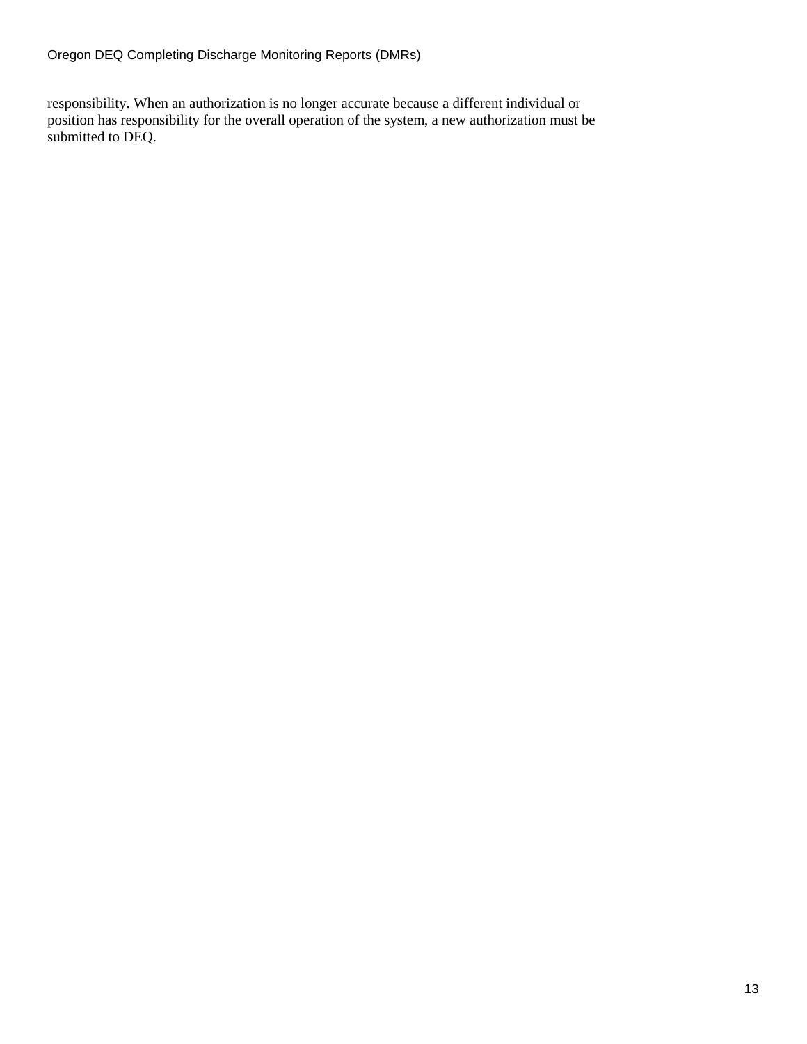responsibility. When an authorization is no longer accurate because a different individual or position has responsibility for the overall operation of the system, a new authorization must be submitted to DEQ.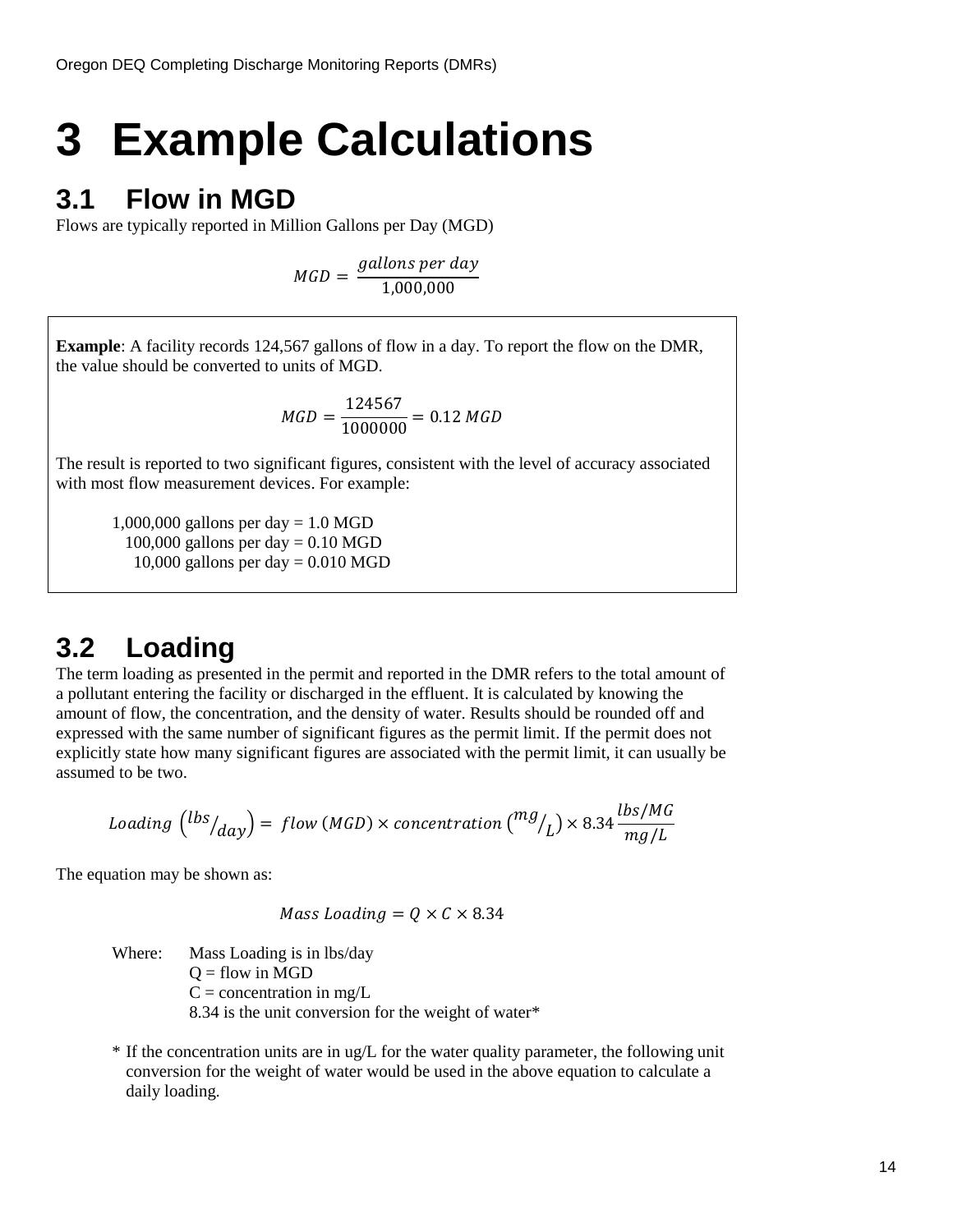# 3 Example Calculations

## 3.1 Flow in MGD

Flows are typically reported in Million Gallons per Day (MGD)

$$MGD = \frac{gallons\ per\ day}{1{,}000{,}000}$$

**Example**: A facility records 124,567 gallons of flow in a day. To report the flow on the DMR, the value should be converted to units of MGD.

$$MGD = \frac{124567}{1000000} = 0.12\ MGD$$

The result is reported to two significant figures, consistent with the level of accuracy associated with most flow measurement devices. For example:

1,000,000 gallons per day = 1.0 MGD
100,000 gallons per day = 0.10 MGD
10,000 gallons per day = 0.010 MGD

## 3.2 Loading

The term loading as presented in the permit and reported in the DMR refers to the total amount of a pollutant entering the facility or discharged in the effluent. It is calculated by knowing the amount of flow, the concentration, and the density of water. Results should be rounded off and expressed with the same number of significant figures as the permit limit. If the permit does not explicitly state how many significant figures are associated with the permit limit, it can usually be assumed to be two.

$$Loading\ \left({}^{lbs}/_{day}\right) = flow\ (MGD) \times concentration\ \left({}^{mg}/_{L}\right) \times 8.34\ \frac{lbs/MG}{mg/L}$$

The equation may be shown as:

$$Mass\ Loading = Q \times C \times 8.34$$

Where: Mass Loading is in lbs/day
$Q$ = flow in MGD
$C$ = concentration in mg/L
8.34 is the unit conversion for the weight of water*

\* If the concentration units are in ug/L for the water quality parameter, the following unit conversion for the weight of water would be used in the above equation to calculate a daily loading.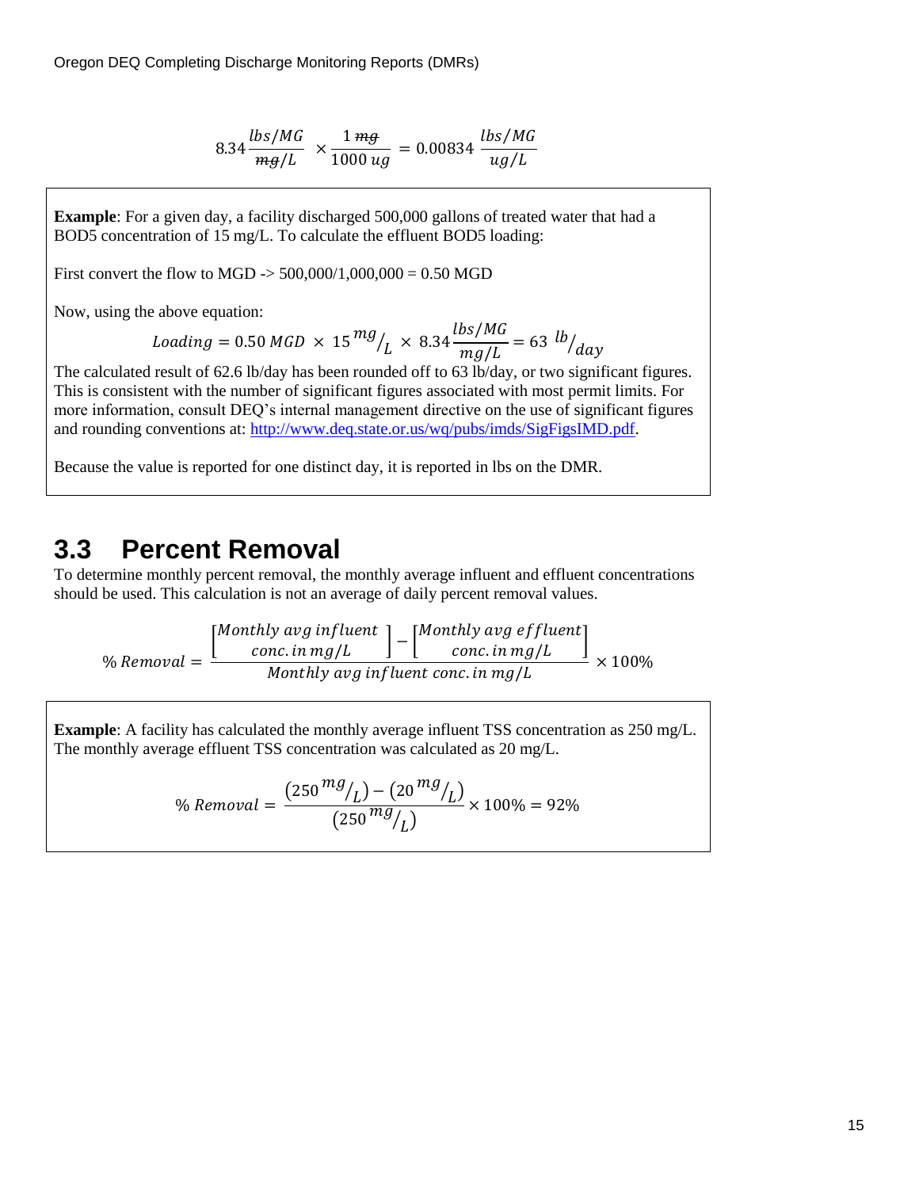$$8.34 \frac{lbs/MG}{\cancel{mg}/L} \times \frac{1\ \cancel{mg}}{1000\ ug} = 0.00834\ \frac{lbs/MG}{ug/L}$$

**Example**: For a given day, a facility discharged 500,000 gallons of treated water that had a BOD5 concentration of 15 mg/L. To calculate the effluent BOD5 loading:

First convert the flow to MGD -> 500,000/1,000,000 = 0.50 MGD

Now, using the above equation:

$$Loading = 0.50\ MGD \times 15\ {}^{mg}/_{L} \times 8.34 \frac{lbs/MG}{mg/L} = 63\ {}^{lb}/_{day}$$

The calculated result of 62.6 lb/day has been rounded off to 63 lb/day, or two significant figures. This is consistent with the number of significant figures associated with most permit limits. For more information, consult DEQ's internal management directive on the use of significant figures and rounding conventions at: http://www.deq.state.or.us/wq/pubs/imds/SigFigsIMD.pdf.

Because the value is reported for one distinct day, it is reported in lbs on the DMR.

## 3.3 Percent Removal

To determine monthly percent removal, the monthly average influent and effluent concentrations should be used. This calculation is not an average of daily percent removal values.

$$\%\ Removal = \frac{\begin{bmatrix} Monthly\ avg\ influent \\ conc.\ in\ mg/L \end{bmatrix} - \begin{bmatrix} Monthly\ avg\ effluent \\ conc.\ in\ mg/L \end{bmatrix}}{Monthly\ avg\ influent\ conc.\ in\ mg/L} \times 100\%$$

**Example**: A facility has calculated the monthly average influent TSS concentration as 250 mg/L. The monthly average effluent TSS concentration was calculated as 20 mg/L.

$$\%\ Removal = \frac{(250\ {}^{mg}/_{L}) - (20\ {}^{mg}/_{L})}{(250\ {}^{mg}/_{L})} \times 100\% = 92\%$$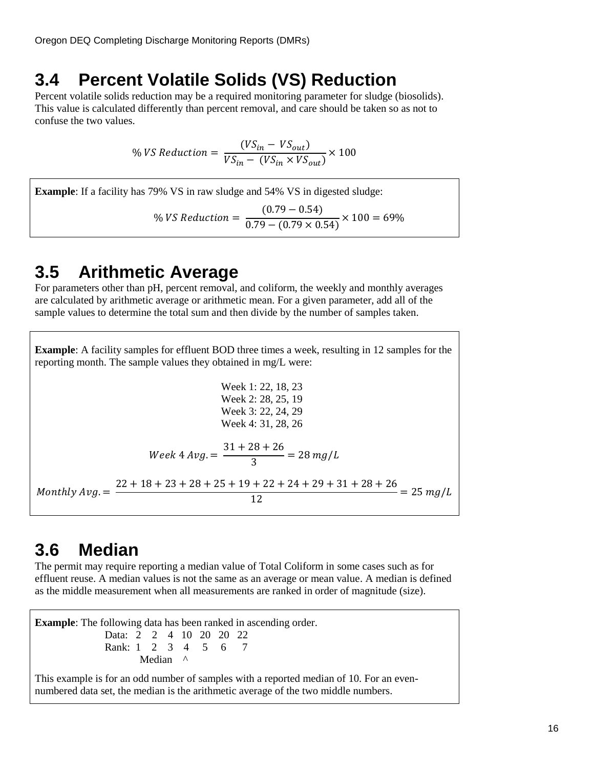## 3.4 Percent Volatile Solids (VS) Reduction

Percent volatile solids reduction may be a required monitoring parameter for sludge (biosolids). This value is calculated differently than percent removal, and care should be taken so as not to confuse the two values.

$$\%\,VS\;Reduction = \frac{(VS_{in} - VS_{out})}{VS_{in} - (VS_{in} \times VS_{out})} \times 100$$

**Example**: If a facility has 79% VS in raw sludge and 54% VS in digested sludge:

$$\%\,VS\;Reduction = \frac{(0.79 - 0.54)}{0.79 - (0.79 \times 0.54)} \times 100 = 69\%$$

## 3.5 Arithmetic Average

For parameters other than pH, percent removal, and coliform, the weekly and monthly averages are calculated by arithmetic average or arithmetic mean. For a given parameter, add all of the sample values to determine the total sum and then divide by the number of samples taken.

**Example**: A facility samples for effluent BOD three times a week, resulting in 12 samples for the reporting month. The sample values they obtained in mg/L were:

Week 1: 22, 18, 23
Week 2: 28, 25, 19
Week 3: 22, 24, 29
Week 4: 31, 28, 26

$$Week\;4\;Avg. = \frac{31 + 28 + 26}{3} = 28\;mg/L$$

$$Monthly\;Avg. = \frac{22 + 18 + 23 + 28 + 25 + 19 + 22 + 24 + 29 + 31 + 28 + 26}{12} = 25\;mg/L$$

## 3.6 Median

The permit may require reporting a median value of Total Coliform in some cases such as for effluent reuse. A median values is not the same as an average or mean value. A median is defined as the middle measurement when all measurements are ranked in order of magnitude (size).

**Example**: The following data has been ranked in ascending order.

```
Data:  2   2   4  10  20  20  22
Rank:  1   2   3   4   5   6   7
          Median   ^
```

This example is for an odd number of samples with a reported median of 10. For an even-numbered data set, the median is the arithmetic average of the two middle numbers.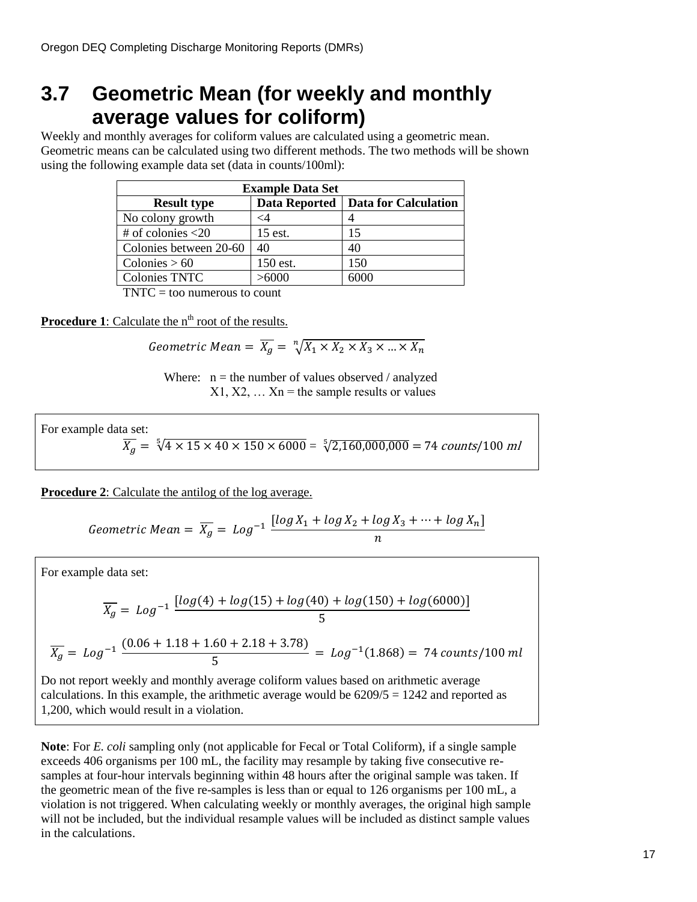## 3.7 Geometric Mean (for weekly and monthly average values for coliform)

Weekly and monthly averages for coliform values are calculated using a geometric mean. Geometric means can be calculated using two different methods. The two methods will be shown using the following example data set (data in counts/100ml):

| Example Data Set | | |
|---|---|---|
| **Result type** | **Data Reported** | **Data for Calculation** |
| No colony growth | <4 | 4 |
| # of colonies <20 | 15 est. | 15 |
| Colonies between 20-60 | 40 | 40 |
| Colonies > 60 | 150 est. | 150 |
| Colonies TNTC | >6000 | 6000 |

TNTC = too numerous to count

**Procedure 1**: Calculate the n[th] root of the results.

$$Geometric\ Mean = \overline{X_g} = \sqrt[n]{X_1 \times X_2 \times X_3 \times \ldots \times X_n}$$

Where: n = the number of values observed / analyzed
X1, X2, … Xn = the sample results or values

For example data set:

$$\overline{X_g} = \sqrt[5]{4 \times 15 \times 40 \times 150 \times 6000} = \sqrt[5]{2{,}160{,}000{,}000} = 74\ counts/100\ ml$$

**Procedure 2**: Calculate the antilog of the log average.

$$Geometric\ Mean = \overline{X_g} = Log^{-1}\ \frac{[log\,X_1 + log\,X_2 + log\,X_3 + \cdots + log\,X_n]}{n}$$

For example data set:

$$\overline{X_g} = Log^{-1}\ \frac{[log(4) + log(15) + log(40) + log(150) + log(6000)]}{5}$$

$$\overline{X_g} = Log^{-1}\ \frac{(0.06 + 1.18 + 1.60 + 2.18 + 3.78)}{5} = Log^{-1}(1.868) = 74\ counts/100\ ml$$

Do not report weekly and monthly average coliform values based on arithmetic average calculations. In this example, the arithmetic average would be 6209/5 = 1242 and reported as 1,200, which would result in a violation.

**Note**: For *E. coli* sampling only (not applicable for Fecal or Total Coliform), if a single sample exceeds 406 organisms per 100 mL, the facility may resample by taking five consecutive re-samples at four-hour intervals beginning within 48 hours after the original sample was taken. If the geometric mean of the five re-samples is less than or equal to 126 organisms per 100 mL, a violation is not triggered. When calculating weekly or monthly averages, the original high sample will not be included, but the individual resample values will be included as distinct sample values in the calculations.